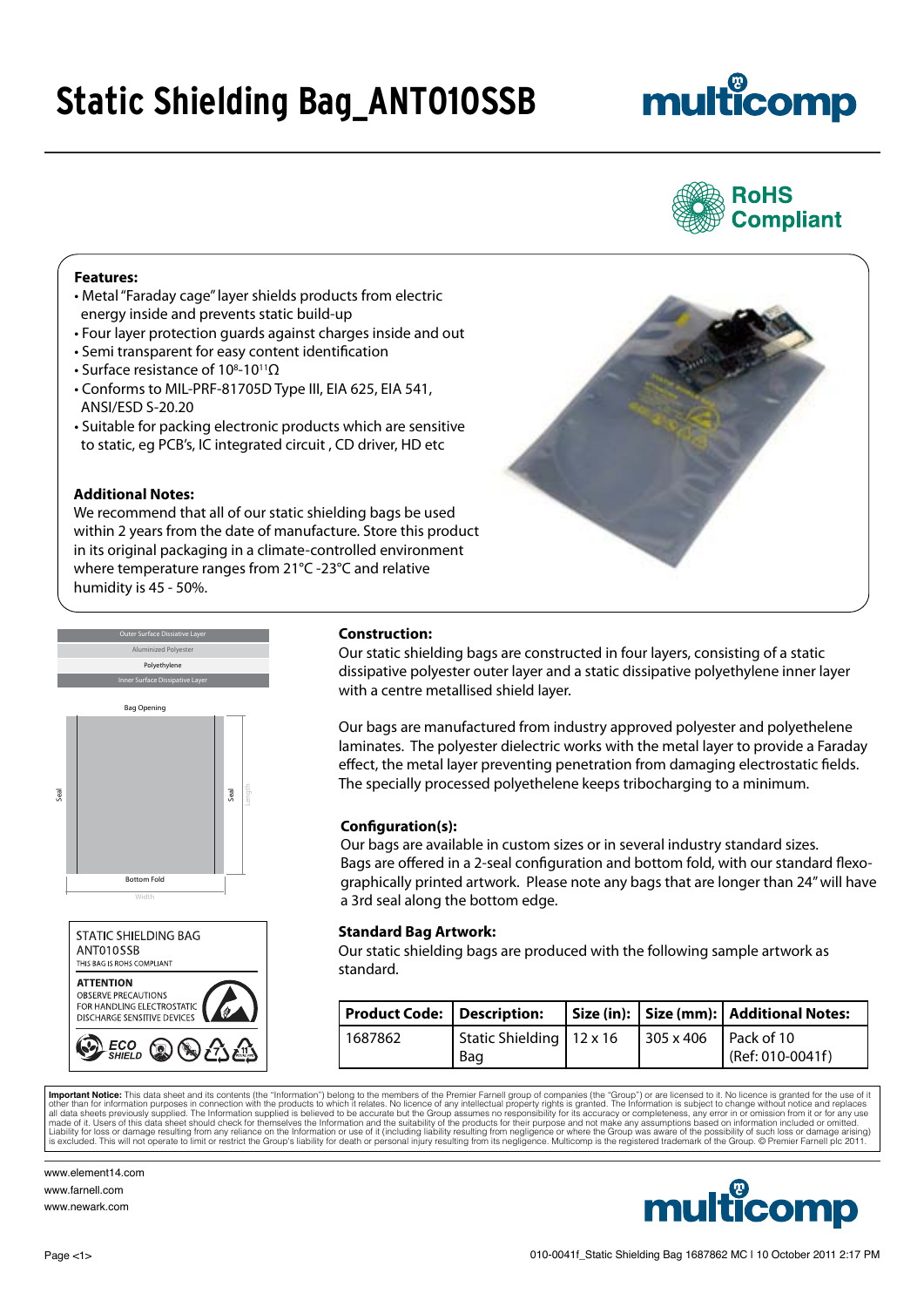# Static Shielding Bag_ANT010SSB

RoHS Compliant

**Features:**

- Metal "Faraday cage" layer shields products from electric energy inside and prevents static build-up
- Four layer protection guards against charges inside and out
- Semi transparent for easy content identification
- Surface resistance of $10^8$-$10^{11}\Omega$
- Conforms to MIL-PRF-81705D Type III, EIA 625, EIA 541, ANSI/ESD S-20.20
- Suitable for packing electronic products which are sensitive to static, eg PCB's, IC integrated circuit , CD driver, HD etc

**Additional Notes:**

We recommend that all of our static shielding bags be used within 2 years from the date of manufacture. Store this product in its original packaging in a climate-controlled environment where temperature ranges from 21°C -23°C and relative humidity is 45 - 50%.

Outer Surface Dissiative Layer
Aluminized Polyester
Polyethylene
Inner Surface Dissipative Layer

Bag Opening
Seal
Seal
Length
Bottom Fold
Width

STATIC SHIELDING BAG
ANT010SSB
THIS BAG IS ROHS COMPLIANT

ATTENTION
OBSERVE PRECAUTIONS
FOR HANDLING ELECTROSTATIC
DISCHARGE SENSITIVE DEVICES

ECO SHIELD

**Construction:**

Our static shielding bags are constructed in four layers, consisting of a static dissipative polyester outer layer and a static dissipative polyethylene inner layer with a centre metallised shield layer.

Our bags are manufactured from industry approved polyester and polyethelene laminates. The polyester dielectric works with the metal layer to provide a Faraday effect, the metal layer preventing penetration from damaging electrostatic fields. The specially processed polyethelene keeps tribocharging to a minimum.

**Configuration(s):**

Our bags are available in custom sizes or in several industry standard sizes. Bags are offered in a 2-seal configuration and bottom fold, with our standard flexographically printed artwork. Please note any bags that are longer than 24" will have a 3rd seal along the bottom edge.

**Standard Bag Artwork:**

Our static shielding bags are produced with the following sample artwork as standard.

| Product Code: | Description: | Size (in): | Size (mm): | Additional Notes: |
|---|---|---|---|---|
| 1687862 | Static Shielding Bag | 12 x 16 | 305 x 406 | Pack of 10 (Ref: 010-0041f) |

**Important Notice:** This data sheet and its contents (the "Information") belong to the members of the Premier Farnell group of companies (the "Group") or are licensed to it. No licence is granted for the use of it other than for information purposes in connection with the products to which it relates. No licence of any intellectual property rights is granted. The Information is subject to change without notice and replaces all data sheets previously supplied. The Information supplied is believed to be accurate but the Group assumes no responsibility for its accuracy or completeness, any error in or omission from it or for any use made of it. Users of this data sheet should check for themselves the Information and the suitability of the products for their purpose and not make any assumptions based on information included or omitted. Liability for loss or damage resulting from any reliance on the Information or use of it (including liability resulting from negligence or where the Group was aware of the possibility of such loss or damage arising) is excluded. This will not operate to limit or restrict the Group's liability for death or personal injury resulting from its negligence. Multicomp is the registered trademark of the Group. © Premier Farnell plc 2011.

www.element14.com
www.farnell.com
www.newark.com

010-0041f_Static Shielding Bag 1687862 MC I 10 October 2011 2:17 PM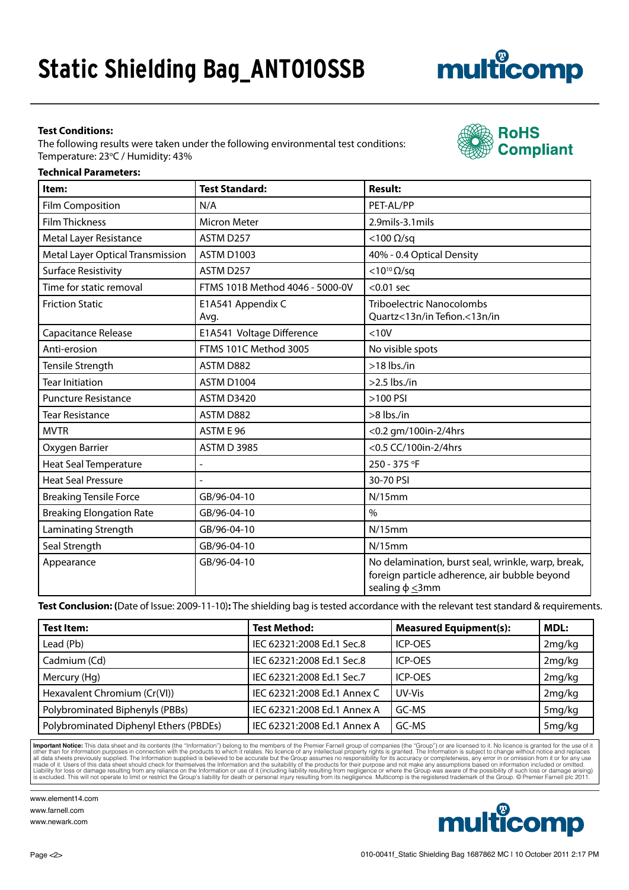# Static Shielding Bag_ANT010SSB

**Test Conditions:**
The following results were taken under the following environmental test conditions:
Temperature: 23ºC / Humidity: 43%

RoHS Compliant

**Technical Parameters:**

| Item: | Test Standard: | Result: |
|---|---|---|
| Film Composition | N/A | PET-AL/PP |
| Film Thickness | Micron Meter | 2.9mils-3.1mils |
| Metal Layer Resistance | ASTM D257 | <100 Ω/sq |
| Metal Layer Optical Transmission | ASTM D1003 | 40% - 0.4 Optical Density |
| Surface Resistivity | ASTM D257 | $<10^{10}$ Ω/sq |
| Time for static removal | FTMS 101B Method 4046 - 5000-0V | <0.01 sec |
| Friction Static | E1A541 Appendix C Avg. | Triboelectric Nanocolombs Quartz<13n/in Tefion.<13n/in |
| Capacitance Release | E1A541 Voltage Difference | <10V |
| Anti-erosion | FTMS 101C Method 3005 | No visible spots |
| Tensile Strength | ASTM D882 | >18 lbs./in |
| Tear Initiation | ASTM D1004 | >2.5 lbs./in |
| Puncture Resistance | ASTM D3420 | >100 PSI |
| Tear Resistance | ASTM D882 | >8 lbs./in |
| MVTR | ASTM E 96 | <0.2 gm/100in-2/4hrs |
| Oxygen Barrier | ASTM D 3985 | <0.5 CC/100in-2/4hrs |
| Heat Seal Temperature | - | 250 - 375 ºF |
| Heat Seal Pressure | - | 30-70 PSI |
| Breaking Tensile Force | GB/96-04-10 | N/15mm |
| Breaking Elongation Rate | GB/96-04-10 | % |
| Laminating Strength | GB/96-04-10 | N/15mm |
| Seal Strength | GB/96-04-10 | N/15mm |
| Appearance | GB/96-04-10 | No delamination, burst seal, wrinkle, warp, break, foreign particle adherence, air bubble beyond sealing ϕ ≤3mm |

**Test Conclusion:** (Date of Issue: 2009-11-10)**:** The shielding bag is tested accordance with the relevant test standard & requirements.

| Test Item: | Test Method: | Measured Equipment(s): | MDL: |
|---|---|---|---|
| Lead (Pb) | IEC 62321:2008 Ed.1 Sec.8 | ICP-OES | 2mg/kg |
| Cadmium (Cd) | IEC 62321:2008 Ed.1 Sec.8 | ICP-OES | 2mg/kg |
| Mercury (Hg) | IEC 62321:2008 Ed.1 Sec.7 | ICP-OES | 2mg/kg |
| Hexavalent Chromium (Cr(VI)) | IEC 62321:2008 Ed.1 Annex C | UV-Vis | 2mg/kg |
| Polybrominated Biphenyls (PBBs) | IEC 62321:2008 Ed.1 Annex A | GC-MS | 5mg/kg |
| Polybrominated Diphenyl Ethers (PBDEs) | IEC 62321:2008 Ed.1 Annex A | GC-MS | 5mg/kg |

**Important Notice:** This data sheet and its contents (the "Information") belong to the members of the Premier Farnell group of companies (the "Group") or are licensed to it. No licence is granted for the use of it other than for information purposes in connection with the products to which it relates. No licence of any intellectual property rights is granted. The Information is subject to change without notice and replaces all data sheets previously supplied. The Information supplied is believed to be accurate but the Group assumes no responsibility for its accuracy or completeness, any error in or omission from it or for any use made of it. Users of this data sheet should check for themselves the Information and the suitability of the products for their purpose and not make any assumptions based on information included or omitted. Liability for loss or damage resulting from any reliance on the Information or use of it (including liability resulting from negligence or where the Group was aware of the possibility of such loss or damage arising) is excluded. This will not operate to limit or restrict the Group's liability for death or personal injury resulting from its negligence. Multicomp is the registered trademark of the Group. © Premier Farnell plc 2011.

www.element14.com
www.farnell.com
www.newark.com